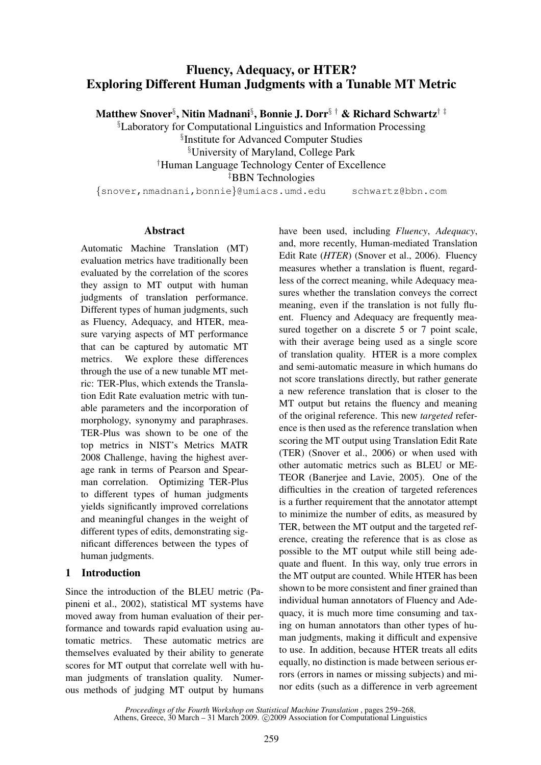# Fluency, Adequacy, or HTER?
# Exploring Different Human Judgments with a Tunable MT Metric

**Matthew Snover**[§], **Nitin Madnani**[§], **Bonnie J. Dorr**[§ †] **& Richard Schwartz**[† ‡]

[§]Laboratory for Computational Linguistics and Information Processing
[§]Institute for Advanced Computer Studies
[§]University of Maryland, College Park
[†]Human Language Technology Center of Excellence
[‡]BBN Technologies

{snover,nmadnani,bonnie}@umiacs.umd.edu schwartz@bbn.com

## Abstract

Automatic Machine Translation (MT) evaluation metrics have traditionally been evaluated by the correlation of the scores they assign to MT output with human judgments of translation performance. Different types of human judgments, such as Fluency, Adequacy, and HTER, measure varying aspects of MT performance that can be captured by automatic MT metrics. We explore these differences through the use of a new tunable MT metric: TER-Plus, which extends the Translation Edit Rate evaluation metric with tunable parameters and the incorporation of morphology, synonymy and paraphrases. TER-Plus was shown to be one of the top metrics in NIST's Metrics MATR 2008 Challenge, having the highest average rank in terms of Pearson and Spearman correlation. Optimizing TER-Plus to different types of human judgments yields significantly improved correlations and meaningful changes in the weight of different types of edits, demonstrating significant differences between the types of human judgments.

## 1 Introduction

Since the introduction of the BLEU metric (Papineni et al., 2002), statistical MT systems have moved away from human evaluation of their performance and towards rapid evaluation using automatic metrics. These automatic metrics are themselves evaluated by their ability to generate scores for MT output that correlate well with human judgments of translation quality. Numerous methods of judging MT output by humans have been used, including *Fluency*, *Adequacy*, and, more recently, Human-mediated Translation Edit Rate (*HTER*) (Snover et al., 2006). Fluency measures whether a translation is fluent, regardless of the correct meaning, while Adequacy measures whether the translation conveys the correct meaning, even if the translation is not fully fluent. Fluency and Adequacy are frequently measured together on a discrete 5 or 7 point scale, with their average being used as a single score of translation quality. HTER is a more complex and semi-automatic measure in which humans do not score translations directly, but rather generate a new reference translation that is closer to the MT output but retains the fluency and meaning of the original reference. This new *targeted* reference is then used as the reference translation when scoring the MT output using Translation Edit Rate (TER) (Snover et al., 2006) or when used with other automatic metrics such as BLEU or METEOR (Banerjee and Lavie, 2005). One of the difficulties in the creation of targeted references is a further requirement that the annotator attempt to minimize the number of edits, as measured by TER, between the MT output and the targeted reference, creating the reference that is as close as possible to the MT output while still being adequate and fluent. In this way, only true errors in the MT output are counted. While HTER has been shown to be more consistent and finer grained than individual human annotators of Fluency and Adequacy, it is much more time consuming and taxing on human annotators than other types of human judgments, making it difficult and expensive to use. In addition, because HTER treats all edits equally, no distinction is made between serious errors (errors in names or missing subjects) and minor edits (such as a difference in verb agreement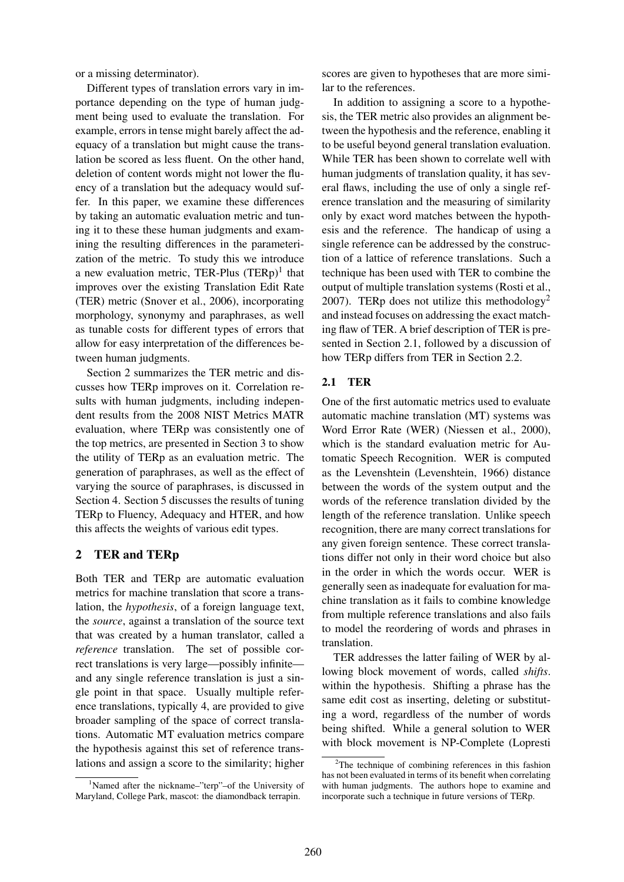or a missing determinator).

Different types of translation errors vary in importance depending on the type of human judgment being used to evaluate the translation. For example, errors in tense might barely affect the adequacy of a translation but might cause the translation be scored as less fluent. On the other hand, deletion of content words might not lower the fluency of a translation but the adequacy would suffer. In this paper, we examine these differences by taking an automatic evaluation metric and tuning it to these these human judgments and examining the resulting differences in the parameterization of the metric. To study this we introduce a new evaluation metric, TER-Plus (TERp)[1] that improves over the existing Translation Edit Rate (TER) metric (Snover et al., 2006), incorporating morphology, synonymy and paraphrases, as well as tunable costs for different types of errors that allow for easy interpretation of the differences between human judgments.

Section 2 summarizes the TER metric and discusses how TERp improves on it. Correlation results with human judgments, including independent results from the 2008 NIST Metrics MATR evaluation, where TERp was consistently one of the top metrics, are presented in Section 3 to show the utility of TERp as an evaluation metric. The generation of paraphrases, as well as the effect of varying the source of paraphrases, is discussed in Section 4. Section 5 discusses the results of tuning TERp to Fluency, Adequacy and HTER, and how this affects the weights of various edit types.

## 2 TER and TERp

Both TER and TERp are automatic evaluation metrics for machine translation that score a translation, the *hypothesis*, of a foreign language text, the *source*, against a translation of the source text that was created by a human translator, called a *reference* translation. The set of possible correct translations is very large—possibly infinite—and any single reference translation is just a single point in that space. Usually multiple reference translations, typically 4, are provided to give broader sampling of the space of correct translations. Automatic MT evaluation metrics compare the hypothesis against this set of reference translations and assign a score to the similarity; higher scores are given to hypotheses that are more similar to the references.

In addition to assigning a score to a hypothesis, the TER metric also provides an alignment between the hypothesis and the reference, enabling it to be useful beyond general translation evaluation. While TER has been shown to correlate well with human judgments of translation quality, it has several flaws, including the use of only a single reference translation and the measuring of similarity only by exact word matches between the hypothesis and the reference. The handicap of using a single reference can be addressed by the construction of a lattice of reference translations. Such a technique has been used with TER to combine the output of multiple translation systems (Rosti et al., 2007). TERp does not utilize this methodology[2] and instead focuses on addressing the exact matching flaw of TER. A brief description of TER is presented in Section 2.1, followed by a discussion of how TERp differs from TER in Section 2.2.

### 2.1 TER

One of the first automatic metrics used to evaluate automatic machine translation (MT) systems was Word Error Rate (WER) (Niessen et al., 2000), which is the standard evaluation metric for Automatic Speech Recognition. WER is computed as the Levenshtein (Levenshtein, 1966) distance between the words of the system output and the words of the reference translation divided by the length of the reference translation. Unlike speech recognition, there are many correct translations for any given foreign sentence. These correct translations differ not only in their word choice but also in the order in which the words occur. WER is generally seen as inadequate for evaluation for machine translation as it fails to combine knowledge from multiple reference translations and also fails to model the reordering of words and phrases in translation.

TER addresses the latter failing of WER by allowing block movement of words, called *shifts*. within the hypothesis. Shifting a phrase has the same edit cost as inserting, deleting or substituting a word, regardless of the number of words being shifted. While a general solution to WER with block movement is NP-Complete (Lopresti

[1] Named after the nickname–"terp"–of the University of Maryland, College Park, mascot: the diamondback terrapin.

[2] The technique of combining references in this fashion has not been evaluated in terms of its benefit when correlating with human judgments. The authors hope to examine and incorporate such a technique in future versions of TERp.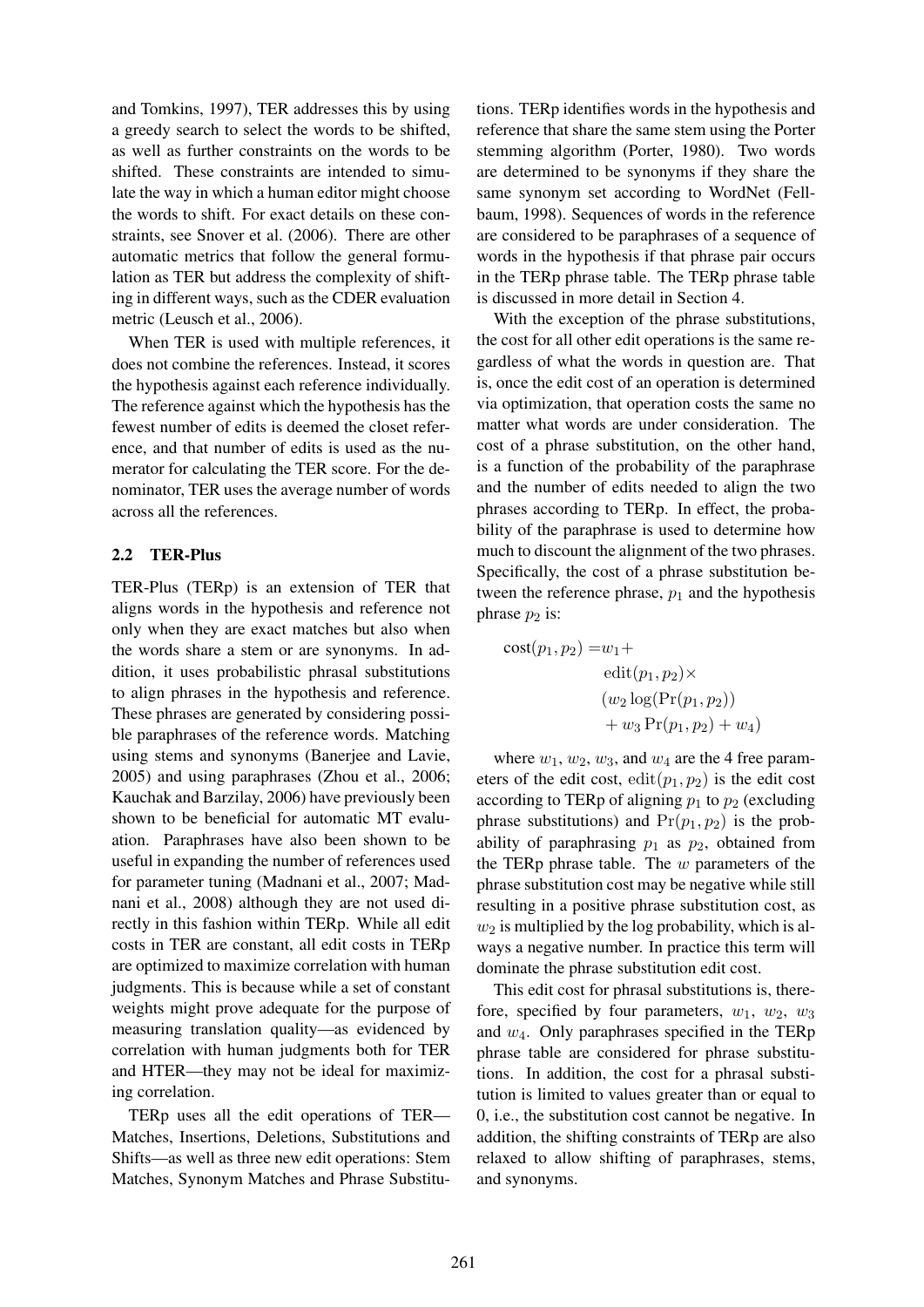and Tomkins, 1997), TER addresses this by using a greedy search to select the words to be shifted, as well as further constraints on the words to be shifted. These constraints are intended to simulate the way in which a human editor might choose the words to shift. For exact details on these constraints, see Snover et al. (2006). There are other automatic metrics that follow the general formulation as TER but address the complexity of shifting in different ways, such as the CDER evaluation metric (Leusch et al., 2006).

When TER is used with multiple references, it does not combine the references. Instead, it scores the hypothesis against each reference individually. The reference against which the hypothesis has the fewest number of edits is deemed the closet reference, and that number of edits is used as the numerator for calculating the TER score. For the denominator, TER uses the average number of words across all the references.

### 2.2 TER-Plus

TER-Plus (TERp) is an extension of TER that aligns words in the hypothesis and reference not only when they are exact matches but also when the words share a stem or are synonyms. In addition, it uses probabilistic phrasal substitutions to align phrases in the hypothesis and reference. These phrases are generated by considering possible paraphrases of the reference words. Matching using stems and synonyms (Banerjee and Lavie, 2005) and using paraphrases (Zhou et al., 2006; Kauchak and Barzilay, 2006) have previously been shown to be beneficial for automatic MT evaluation. Paraphrases have also been shown to be useful in expanding the number of references used for parameter tuning (Madnani et al., 2007; Madnani et al., 2008) although they are not used directly in this fashion within TERp. While all edit costs in TER are constant, all edit costs in TERp are optimized to maximize correlation with human judgments. This is because while a set of constant weights might prove adequate for the purpose of measuring translation quality—as evidenced by correlation with human judgments both for TER and HTER—they may not be ideal for maximizing correlation.

TERp uses all the edit operations of TER—Matches, Insertions, Deletions, Substitutions and Shifts—as well as three new edit operations: Stem Matches, Synonym Matches and Phrase Substitutions. TERp identifies words in the hypothesis and reference that share the same stem using the Porter stemming algorithm (Porter, 1980). Two words are determined to be synonyms if they share the same synonym set according to WordNet (Fellbaum, 1998). Sequences of words in the reference are considered to be paraphrases of a sequence of words in the hypothesis if that phrase pair occurs in the TERp phrase table. The TERp phrase table is discussed in more detail in Section 4.

With the exception of the phrase substitutions, the cost for all other edit operations is the same regardless of what the words in question are. That is, once the edit cost of an operation is determined via optimization, that operation costs the same no matter what words are under consideration. The cost of a phrase substitution, on the other hand, is a function of the probability of the paraphrase and the number of edits needed to align the two phrases according to TERp. In effect, the probability of the paraphrase is used to determine how much to discount the alignment of the two phrases. Specifically, the cost of a phrase substitution between the reference phrase, $p_1$ and the hypothesis phrase $p_2$ is:

$$
\begin{aligned}
\mathrm{cost}(p_1, p_2) = & w_1 + \\
& \mathrm{edit}(p_1, p_2) \times \\
& (w_2 \log(\Pr(p_1, p_2)) \\
& + w_3 \Pr(p_1, p_2) + w_4)
\end{aligned}
$$

where $w_1$, $w_2$, $w_3$, and $w_4$ are the 4 free parameters of the edit cost, $\mathrm{edit}(p_1, p_2)$ is the edit cost according to TERp of aligning $p_1$ to $p_2$ (excluding phrase substitutions) and $\Pr(p_1, p_2)$ is the probability of paraphrasing $p_1$ as $p_2$, obtained from the TERp phrase table. The $w$ parameters of the phrase substitution cost may be negative while still resulting in a positive phrase substitution cost, as $w_2$ is multiplied by the log probability, which is always a negative number. In practice this term will dominate the phrase substitution edit cost.

This edit cost for phrasal substitutions is, therefore, specified by four parameters, $w_1$, $w_2$, $w_3$ and $w_4$. Only paraphrases specified in the TERp phrase table are considered for phrase substitutions. In addition, the cost for a phrasal substitution is limited to values greater than or equal to 0, i.e., the substitution cost cannot be negative. In addition, the shifting constraints of TERp are also relaxed to allow shifting of paraphrases, stems, and synonyms.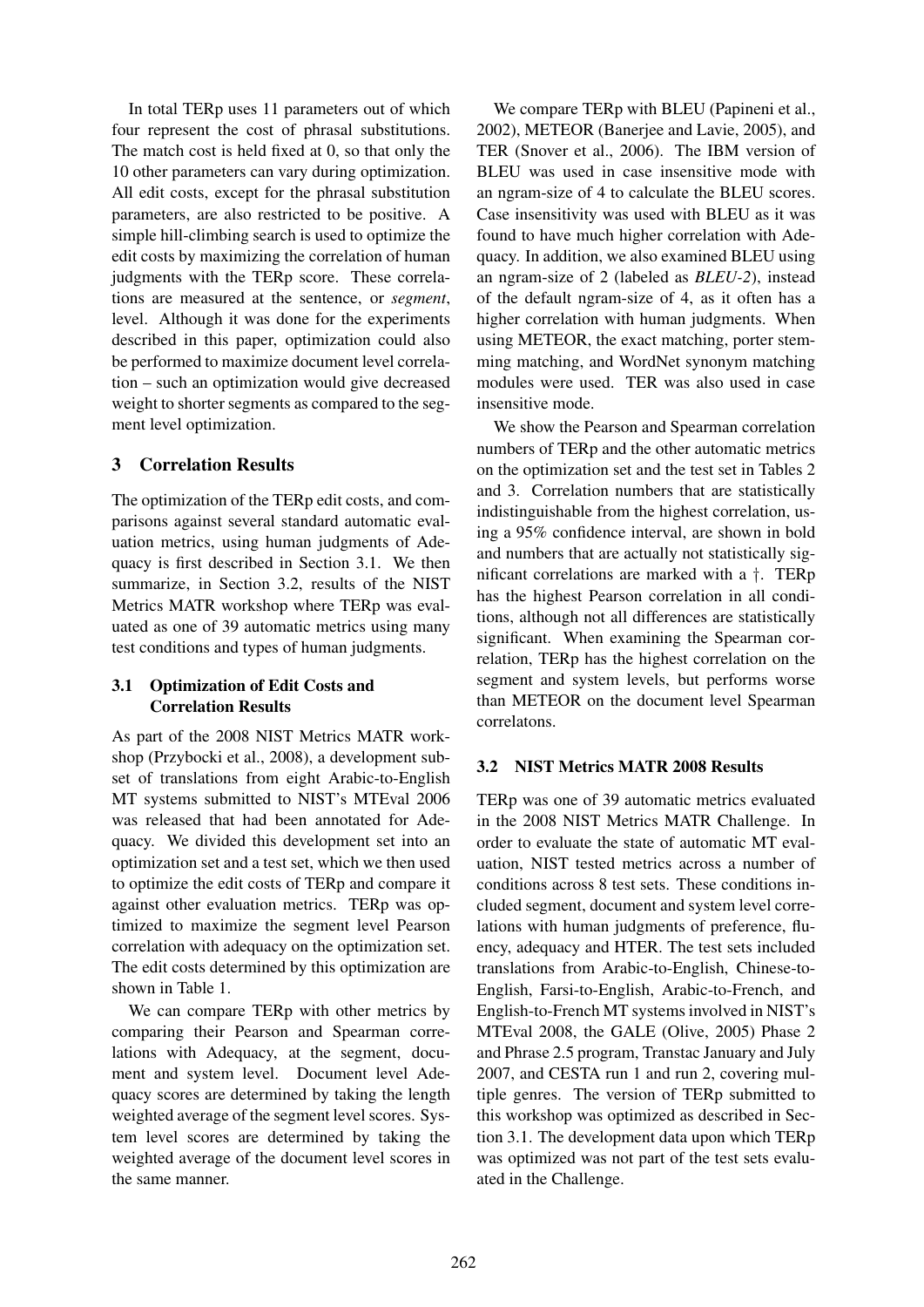In total TERp uses 11 parameters out of which four represent the cost of phrasal substitutions. The match cost is held fixed at 0, so that only the 10 other parameters can vary during optimization. All edit costs, except for the phrasal substitution parameters, are also restricted to be positive. A simple hill-climbing search is used to optimize the edit costs by maximizing the correlation of human judgments with the TERp score. These correlations are measured at the sentence, or *segment*, level. Although it was done for the experiments described in this paper, optimization could also be performed to maximize document level correlation – such an optimization would give decreased weight to shorter segments as compared to the segment level optimization.

## 3 Correlation Results

The optimization of the TERp edit costs, and comparisons against several standard automatic evaluation metrics, using human judgments of Adequacy is first described in Section 3.1. We then summarize, in Section 3.2, results of the NIST Metrics MATR workshop where TERp was evaluated as one of 39 automatic metrics using many test conditions and types of human judgments.

### 3.1 Optimization of Edit Costs and Correlation Results

As part of the 2008 NIST Metrics MATR workshop (Przybocki et al., 2008), a development subset of translations from eight Arabic-to-English MT systems submitted to NIST's MTEval 2006 was released that had been annotated for Adequacy. We divided this development set into an optimization set and a test set, which we then used to optimize the edit costs of TERp and compare it against other evaluation metrics. TERp was optimized to maximize the segment level Pearson correlation with adequacy on the optimization set. The edit costs determined by this optimization are shown in Table 1.

We can compare TERp with other metrics by comparing their Pearson and Spearman correlations with Adequacy, at the segment, document and system level. Document level Adequacy scores are determined by taking the length weighted average of the segment level scores. System level scores are determined by taking the weighted average of the document level scores in the same manner.

We compare TERp with BLEU (Papineni et al., 2002), METEOR (Banerjee and Lavie, 2005), and TER (Snover et al., 2006). The IBM version of BLEU was used in case insensitive mode with an ngram-size of 4 to calculate the BLEU scores. Case insensitivity was used with BLEU as it was found to have much higher correlation with Adequacy. In addition, we also examined BLEU using an ngram-size of 2 (labeled as *BLEU-2*), instead of the default ngram-size of 4, as it often has a higher correlation with human judgments. When using METEOR, the exact matching, porter stemming matching, and WordNet synonym matching modules were used. TER was also used in case insensitive mode.

We show the Pearson and Spearman correlation numbers of TERp and the other automatic metrics on the optimization set and the test set in Tables 2 and 3. Correlation numbers that are statistically indistinguishable from the highest correlation, using a 95% confidence interval, are shown in bold and numbers that are actually not statistically significant correlations are marked with a †. TERp has the highest Pearson correlation in all conditions, although not all differences are statistically significant. When examining the Spearman correlation, TERp has the highest correlation on the segment and system levels, but performs worse than METEOR on the document level Spearman correlatons.

### 3.2 NIST Metrics MATR 2008 Results

TERp was one of 39 automatic metrics evaluated in the 2008 NIST Metrics MATR Challenge. In order to evaluate the state of automatic MT evaluation, NIST tested metrics across a number of conditions across 8 test sets. These conditions included segment, document and system level correlations with human judgments of preference, fluency, adequacy and HTER. The test sets included translations from Arabic-to-English, Chinese-to-English, Farsi-to-English, Arabic-to-French, and English-to-French MT systems involved in NIST's MTEval 2008, the GALE (Olive, 2005) Phase 2 and Phrase 2.5 program, Transtac January and July 2007, and CESTA run 1 and run 2, covering multiple genres. The version of TERp submitted to this workshop was optimized as described in Section 3.1. The development data upon which TERp was optimized was not part of the test sets evaluated in the Challenge.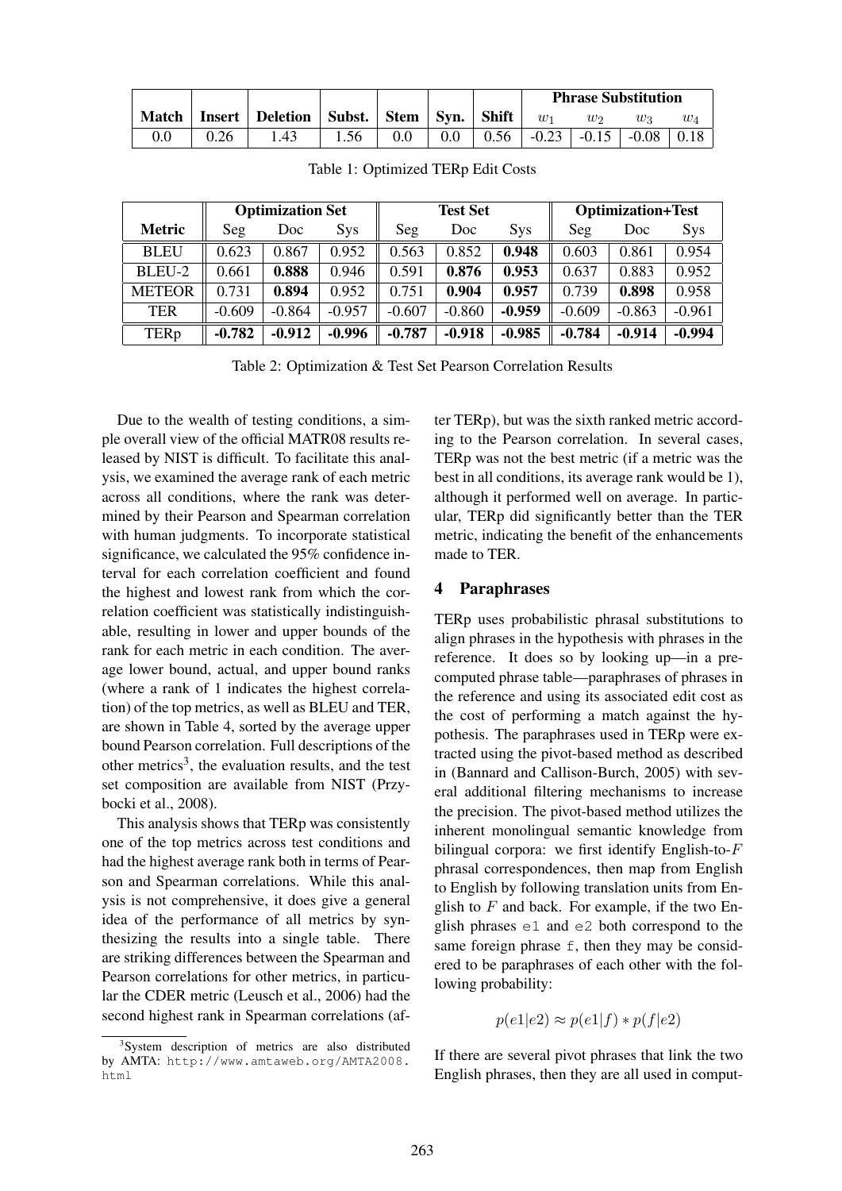| Match | Insert | Deletion | Subst. | Stem | Syn. | Shift | Phrase Substitution | | | |
|---|---|---|---|---|---|---|---|---|---|---|
| | | | | | | | $w_1$ | $w_2$ | $w_3$ | $w_4$ |
| 0.0 | 0.26 | 1.43 | 1.56 | 0.0 | 0.0 | 0.56 | -0.23 | -0.15 | -0.08 | 0.18 |

Table 1: Optimized TERp Edit Costs

| Metric | Optimization Set | | | Test Set | | | Optimization+Test | | |
|---|---|---|---|---|---|---|---|---|---|
| | Seg | Doc | Sys | Seg | Doc | Sys | Seg | Doc | Sys |
| BLEU | 0.623 | 0.867 | 0.952 | 0.563 | 0.852 | **0.948** | 0.603 | 0.861 | 0.954 |
| BLEU-2 | 0.661 | **0.888** | 0.946 | 0.591 | **0.876** | **0.953** | 0.637 | 0.883 | 0.952 |
| METEOR | 0.731 | **0.894** | 0.952 | 0.751 | **0.904** | **0.957** | 0.739 | **0.898** | 0.958 |
| TER | -0.609 | -0.864 | -0.957 | -0.607 | -0.860 | **-0.959** | -0.609 | -0.863 | -0.961 |
| TERp | **-0.782** | **-0.912** | **-0.996** | **-0.787** | **-0.918** | **-0.985** | **-0.784** | **-0.914** | **-0.994** |

Table 2: Optimization & Test Set Pearson Correlation Results

Due to the wealth of testing conditions, a simple overall view of the official MATR08 results released by NIST is difficult. To facilitate this analysis, we examined the average rank of each metric across all conditions, where the rank was determined by their Pearson and Spearman correlation with human judgments. To incorporate statistical significance, we calculated the 95% confidence interval for each correlation coefficient and found the highest and lowest rank from which the correlation coefficient was statistically indistinguishable, resulting in lower and upper bounds of the rank for each metric in each condition. The average lower bound, actual, and upper bound ranks (where a rank of 1 indicates the highest correlation) of the top metrics, as well as BLEU and TER, are shown in Table 4, sorted by the average upper bound Pearson correlation. Full descriptions of the other metrics[3], the evaluation results, and the test set composition are available from NIST (Przybocki et al., 2008).

This analysis shows that TERp was consistently one of the top metrics across test conditions and had the highest average rank both in terms of Pearson and Spearman correlations. While this analysis is not comprehensive, it does give a general idea of the performance of all metrics by synthesizing the results into a single table. There are striking differences between the Spearman and Pearson correlations for other metrics, in particular the CDER metric (Leusch et al., 2006) had the second highest rank in Spearman correlations (after TERp), but was the sixth ranked metric according to the Pearson correlation. In several cases, TERp was not the best metric (if a metric was the best in all conditions, its average rank would be 1), although it performed well on average. In particular, TERp did significantly better than the TER metric, indicating the benefit of the enhancements made to TER.

[3]System description of metrics are also distributed by AMTA: http://www.amtaweb.org/AMTA2008.html

## 4 Paraphrases

TERp uses probabilistic phrasal substitutions to align phrases in the hypothesis with phrases in the reference. It does so by looking up—in a precomputed phrase table—paraphrases of phrases in the reference and using its associated edit cost as the cost of performing a match against the hypothesis. The paraphrases used in TERp were extracted using the pivot-based method as described in (Bannard and Callison-Burch, 2005) with several additional filtering mechanisms to increase the precision. The pivot-based method utilizes the inherent monolingual semantic knowledge from bilingual corpora: we first identify English-to-$F$ phrasal correspondences, then map from English to English by following translation units from English to $F$ and back. For example, if the two English phrases `e1` and `e2` both correspond to the same foreign phrase `f`, then they may be considered to be paraphrases of each other with the following probability:

$$p(e1|e2) \approx p(e1|f) * p(f|e2)$$

If there are several pivot phrases that link the two English phrases, then they are all used in comput-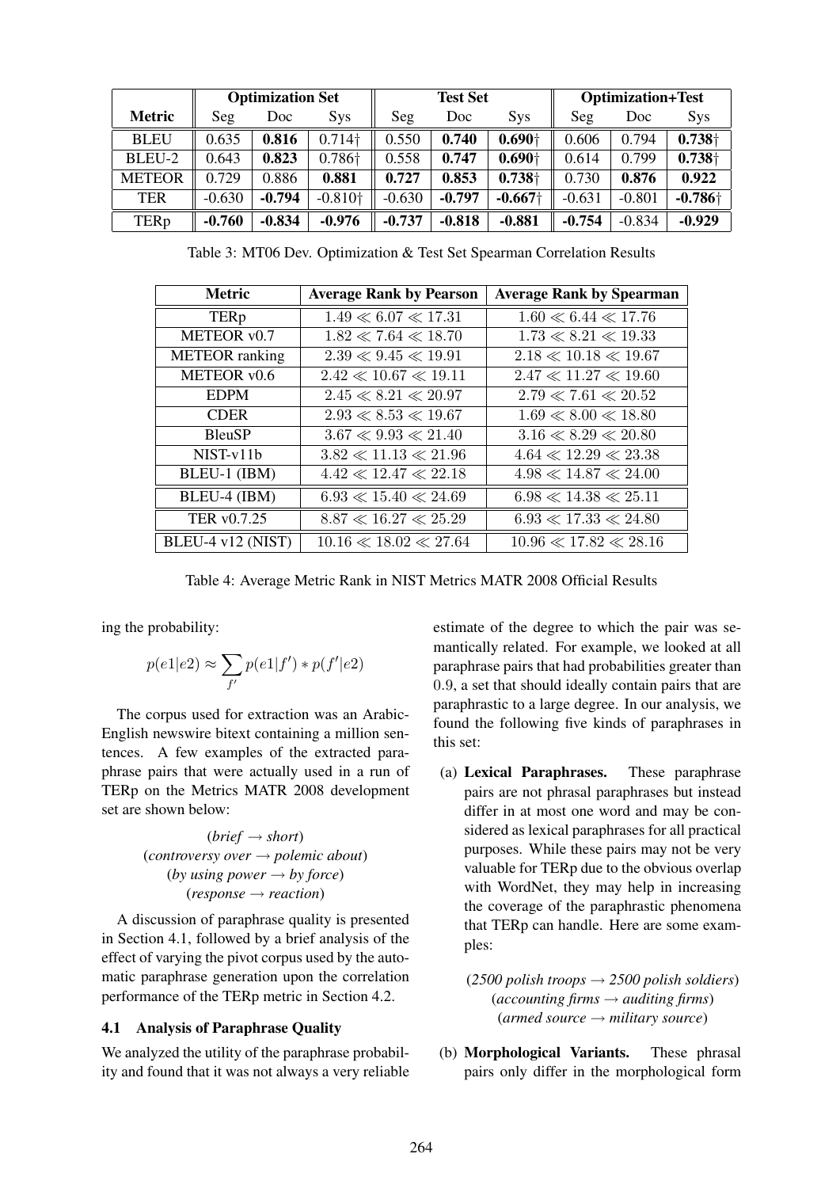| Metric | Optimization Set | | | Test Set | | | Optimization+Test | | |
|---|---|---|---|---|---|---|---|---|---|
| | Seg | Doc | Sys | Seg | Doc | Sys | Seg | Doc | Sys |
| BLEU | 0.635 | **0.816** | 0.714† | 0.550 | **0.740** | **0.690**† | 0.606 | 0.794 | **0.738**† |
| BLEU-2 | 0.643 | **0.823** | 0.786† | 0.558 | **0.747** | **0.690**† | 0.614 | 0.799 | **0.738**† |
| METEOR | 0.729 | 0.886 | **0.881** | **0.727** | **0.853** | **0.738**† | 0.730 | **0.876** | **0.922** |
| TER | -0.630 | **-0.794** | -0.810† | -0.630 | **-0.797** | **-0.667**† | -0.631 | -0.801 | **-0.786**† |
| TERp | **-0.760** | **-0.834** | **-0.976** | **-0.737** | **-0.818** | **-0.881** | **-0.754** | -0.834 | **-0.929** |

Table 3: MT06 Dev. Optimization & Test Set Spearman Correlation Results

| Metric | Average Rank by Pearson | Average Rank by Spearman |
|---|---|---|
| TERp | $1.49 \ll 6.07 \ll 17.31$ | $1.60 \ll 6.44 \ll 17.76$ |
| METEOR v0.7 | $1.82 \ll 7.64 \ll 18.70$ | $1.73 \ll 8.21 \ll 19.33$ |
| METEOR ranking | $2.39 \ll 9.45 \ll 19.91$ | $2.18 \ll 10.18 \ll 19.67$ |
| METEOR v0.6 | $2.42 \ll 10.67 \ll 19.11$ | $2.47 \ll 11.27 \ll 19.60$ |
| EDPM | $2.45 \ll 8.21 \ll 20.97$ | $2.79 \ll 7.61 \ll 20.52$ |
| CDER | $2.93 \ll 8.53 \ll 19.67$ | $1.69 \ll 8.00 \ll 18.80$ |
| BleuSP | $3.67 \ll 9.93 \ll 21.40$ | $3.16 \ll 8.29 \ll 20.80$ |
| NIST-v11b | $3.82 \ll 11.13 \ll 21.96$ | $4.64 \ll 12.29 \ll 23.38$ |
| BLEU-1 (IBM) | $4.42 \ll 12.47 \ll 22.18$ | $4.98 \ll 14.87 \ll 24.00$ |
| BLEU-4 (IBM) | $6.93 \ll 15.40 \ll 24.69$ | $6.98 \ll 14.38 \ll 25.11$ |
| TER v0.7.25 | $8.87 \ll 16.27 \ll 25.29$ | $6.93 \ll 17.33 \ll 24.80$ |
| BLEU-4 v12 (NIST) | $10.16 \ll 18.02 \ll 27.64$ | $10.96 \ll 17.82 \ll 28.16$ |

Table 4: Average Metric Rank in NIST Metrics MATR 2008 Official Results

ing the probability:

$$p(e1|e2) \approx \sum_{f'} p(e1|f') * p(f'|e2)$$

The corpus used for extraction was an Arabic-English newswire bitext containing a million sentences. A few examples of the extracted paraphrase pairs that were actually used in a run of TERp on the Metrics MATR 2008 development set are shown below:

(*brief* → *short*)
(*controversy over* → *polemic about*)
(*by using power* → *by force*)
(*response* → *reaction*)

A discussion of paraphrase quality is presented in Section 4.1, followed by a brief analysis of the effect of varying the pivot corpus used by the automatic paraphrase generation upon the correlation performance of the TERp metric in Section 4.2.

### 4.1 Analysis of Paraphrase Quality

We analyzed the utility of the paraphrase probability and found that it was not always a very reliable estimate of the degree to which the pair was semantically related. For example, we looked at all paraphrase pairs that had probabilities greater than 0.9, a set that should ideally contain pairs that are paraphrastic to a large degree. In our analysis, we found the following five kinds of paraphrases in this set:

(a) **Lexical Paraphrases.** These paraphrase pairs are not phrasal paraphrases but instead differ in at most one word and may be considered as lexical paraphrases for all practical purposes. While these pairs may not be very valuable for TERp due to the obvious overlap with WordNet, they may help in increasing the coverage of the paraphrastic phenomena that TERp can handle. Here are some examples:

(*2500 polish troops* → *2500 polish soldiers*)
(*accounting firms* → *auditing firms*)
(*armed source* → *military source*)

(b) **Morphological Variants.** These phrasal pairs only differ in the morphological form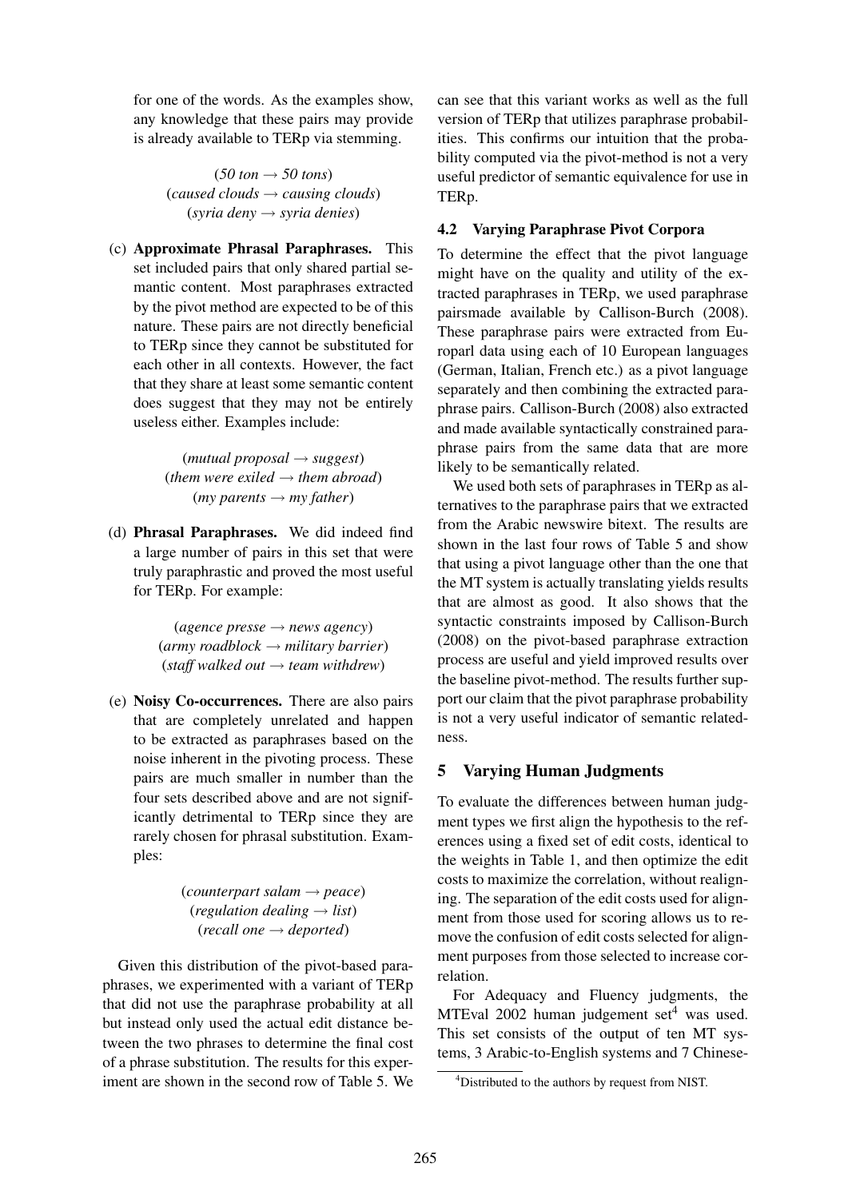for one of the words. As the examples show, any knowledge that these pairs may provide is already available to TERp via stemming.

(*50 ton* → *50 tons*)
(*caused clouds* → *causing clouds*)
(*syria deny* → *syria denies*)

(c) **Approximate Phrasal Paraphrases.** This set included pairs that only shared partial semantic content. Most paraphrases extracted by the pivot method are expected to be of this nature. These pairs are not directly beneficial to TERp since they cannot be substituted for each other in all contexts. However, the fact that they share at least some semantic content does suggest that they may not be entirely useless either. Examples include:

(*mutual proposal* → *suggest*)
(*them were exiled* → *them abroad*)
(*my parents* → *my father*)

(d) **Phrasal Paraphrases.** We did indeed find a large number of pairs in this set that were truly paraphrastic and proved the most useful for TERp. For example:

(*agence presse* → *news agency*)
(*army roadblock* → *military barrier*)
(*staff walked out* → *team withdrew*)

(e) **Noisy Co-occurrences.** There are also pairs that are completely unrelated and happen to be extracted as paraphrases based on the noise inherent in the pivoting process. These pairs are much smaller in number than the four sets described above and are not significantly detrimental to TERp since they are rarely chosen for phrasal substitution. Examples:

(*counterpart salam* → *peace*)
(*regulation dealing* → *list*)
(*recall one* → *deported*)

Given this distribution of the pivot-based paraphrases, we experimented with a variant of TERp that did not use the paraphrase probability at all but instead only used the actual edit distance between the two phrases to determine the final cost of a phrase substitution. The results for this experiment are shown in the second row of Table 5. We can see that this variant works as well as the full version of TERp that utilizes paraphrase probabilities. This confirms our intuition that the probability computed via the pivot-method is not a very useful predictor of semantic equivalence for use in TERp.

### 4.2 Varying Paraphrase Pivot Corpora

To determine the effect that the pivot language might have on the quality and utility of the extracted paraphrases in TERp, we used paraphrase pairsmade available by Callison-Burch (2008). These paraphrase pairs were extracted from Europarl data using each of 10 European languages (German, Italian, French etc.) as a pivot language separately and then combining the extracted paraphrase pairs. Callison-Burch (2008) also extracted and made available syntactically constrained paraphrase pairs from the same data that are more likely to be semantically related.

We used both sets of paraphrases in TERp as alternatives to the paraphrase pairs that we extracted from the Arabic newswire bitext. The results are shown in the last four rows of Table 5 and show that using a pivot language other than the one that the MT system is actually translating yields results that are almost as good. It also shows that the syntactic constraints imposed by Callison-Burch (2008) on the pivot-based paraphrase extraction process are useful and yield improved results over the baseline pivot-method. The results further support our claim that the pivot paraphrase probability is not a very useful indicator of semantic relatedness.

## 5 Varying Human Judgments

To evaluate the differences between human judgment types we first align the hypothesis to the references using a fixed set of edit costs, identical to the weights in Table 1, and then optimize the edit costs to maximize the correlation, without realigning. The separation of the edit costs used for alignment from those used for scoring allows us to remove the confusion of edit costs selected for alignment purposes from those selected to increase correlation.

For Adequacy and Fluency judgments, the MTEval 2002 human judgement set[4] was used. This set consists of the output of ten MT systems, 3 Arabic-to-English systems and 7 Chinese-

[4]Distributed to the authors by request from NIST.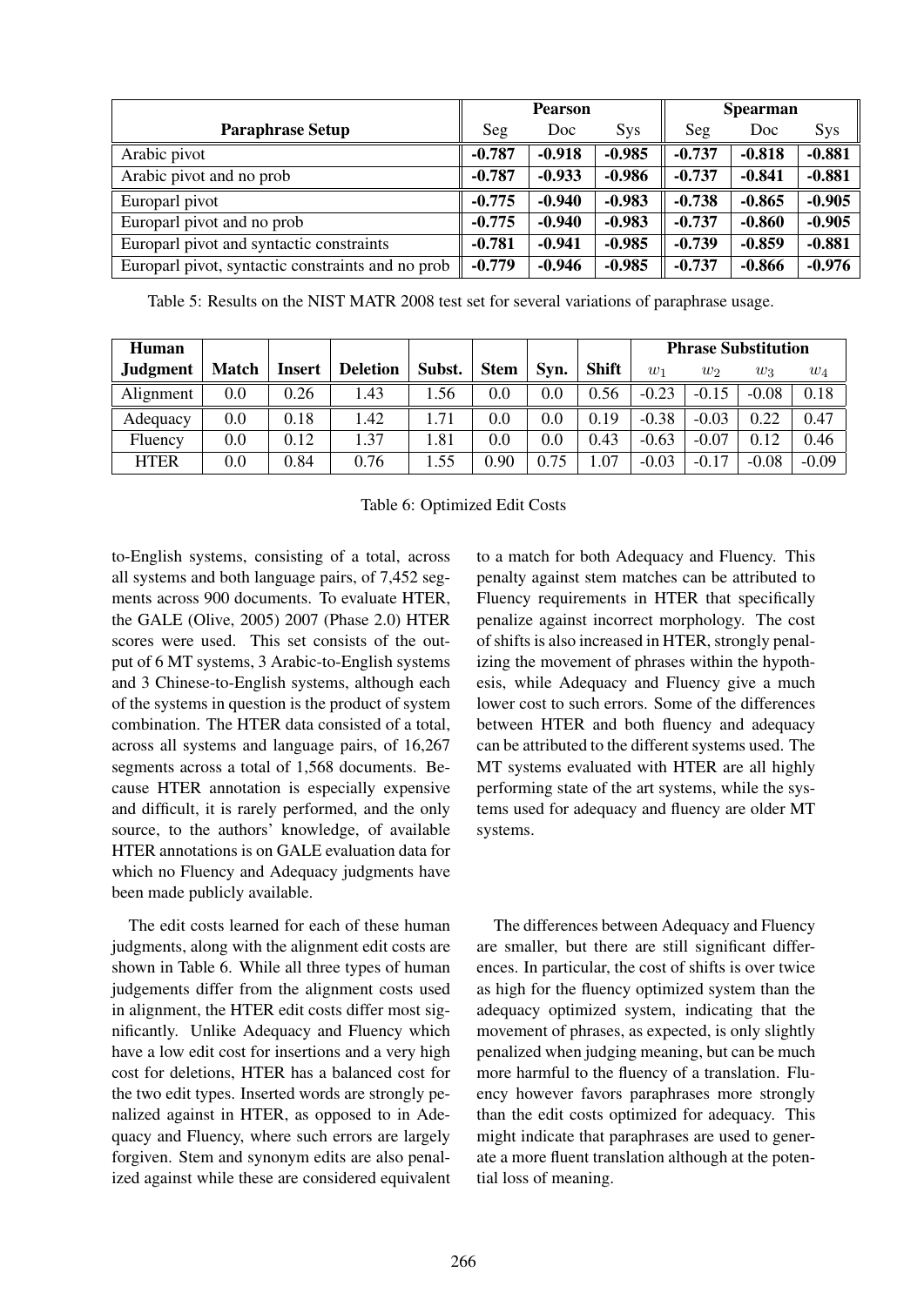| Paraphrase Setup | Pearson | | | Spearman | | |
|---|---|---|---|---|---|---|
| | Seg | Doc | Sys | Seg | Doc | Sys |
| Arabic pivot | **-0.787** | **-0.918** | **-0.985** | **-0.737** | **-0.818** | **-0.881** |
| Arabic pivot and no prob | **-0.787** | **-0.933** | **-0.986** | **-0.737** | **-0.841** | **-0.881** |
| Europarl pivot | **-0.775** | **-0.940** | **-0.983** | **-0.738** | **-0.865** | **-0.905** |
| Europarl pivot and no prob | **-0.775** | **-0.940** | **-0.983** | **-0.737** | **-0.860** | **-0.905** |
| Europarl pivot and syntactic constraints | **-0.781** | **-0.941** | **-0.985** | **-0.739** | **-0.859** | **-0.881** |
| Europarl pivot, syntactic constraints and no prob | **-0.779** | **-0.946** | **-0.985** | **-0.737** | **-0.866** | **-0.976** |

Table 5: Results on the NIST MATR 2008 test set for several variations of paraphrase usage.

| Human Judgment | Match | Insert | Deletion | Subst. | Stem | Syn. | Shift | Phrase Substitution | | | |
|---|---|---|---|---|---|---|---|---|---|---|---|
| | | | | | | | | $w_1$ | $w_2$ | $w_3$ | $w_4$ |
| Alignment | 0.0 | 0.26 | 1.43 | 1.56 | 0.0 | 0.0 | 0.56 | -0.23 | -0.15 | -0.08 | 0.18 |
| Adequacy | 0.0 | 0.18 | 1.42 | 1.71 | 0.0 | 0.0 | 0.19 | -0.38 | -0.03 | 0.22 | 0.47 |
| Fluency | 0.0 | 0.12 | 1.37 | 1.81 | 0.0 | 0.0 | 0.43 | -0.63 | -0.07 | 0.12 | 0.46 |
| HTER | 0.0 | 0.84 | 0.76 | 1.55 | 0.90 | 0.75 | 1.07 | -0.03 | -0.17 | -0.08 | -0.09 |

Table 6: Optimized Edit Costs

to-English systems, consisting of a total, across all systems and both language pairs, of 7,452 segments across 900 documents. To evaluate HTER, the GALE (Olive, 2005) 2007 (Phase 2.0) HTER scores were used. This set consists of the output of 6 MT systems, 3 Arabic-to-English systems and 3 Chinese-to-English systems, although each of the systems in question is the product of system combination. The HTER data consisted of a total, across all systems and language pairs, of 16,267 segments across a total of 1,568 documents. Because HTER annotation is especially expensive and difficult, it is rarely performed, and the only source, to the authors' knowledge, of available HTER annotations is on GALE evaluation data for which no Fluency and Adequacy judgments have been made publicly available.

The edit costs learned for each of these human judgments, along with the alignment edit costs are shown in Table 6. While all three types of human judgements differ from the alignment costs used in alignment, the HTER edit costs differ most significantly. Unlike Adequacy and Fluency which have a low edit cost for insertions and a very high cost for deletions, HTER has a balanced cost for the two edit types. Inserted words are strongly penalized against in HTER, as opposed to in Adequacy and Fluency, where such errors are largely forgiven. Stem and synonym edits are also penalized against while these are considered equivalent to a match for both Adequacy and Fluency. This penalty against stem matches can be attributed to Fluency requirements in HTER that specifically penalize against incorrect morphology. The cost of shifts is also increased in HTER, strongly penalizing the movement of phrases within the hypothesis, while Adequacy and Fluency give a much lower cost to such errors. Some of the differences between HTER and both fluency and adequacy can be attributed to the different systems used. The MT systems evaluated with HTER are all highly performing state of the art systems, while the systems used for adequacy and fluency are older MT systems.

The differences between Adequacy and Fluency are smaller, but there are still significant differences. In particular, the cost of shifts is over twice as high for the fluency optimized system than the adequacy optimized system, indicating that the movement of phrases, as expected, is only slightly penalized when judging meaning, but can be much more harmful to the fluency of a translation. Fluency however favors paraphrases more strongly than the edit costs optimized for adequacy. This might indicate that paraphrases are used to generate a more fluent translation although at the potential loss of meaning.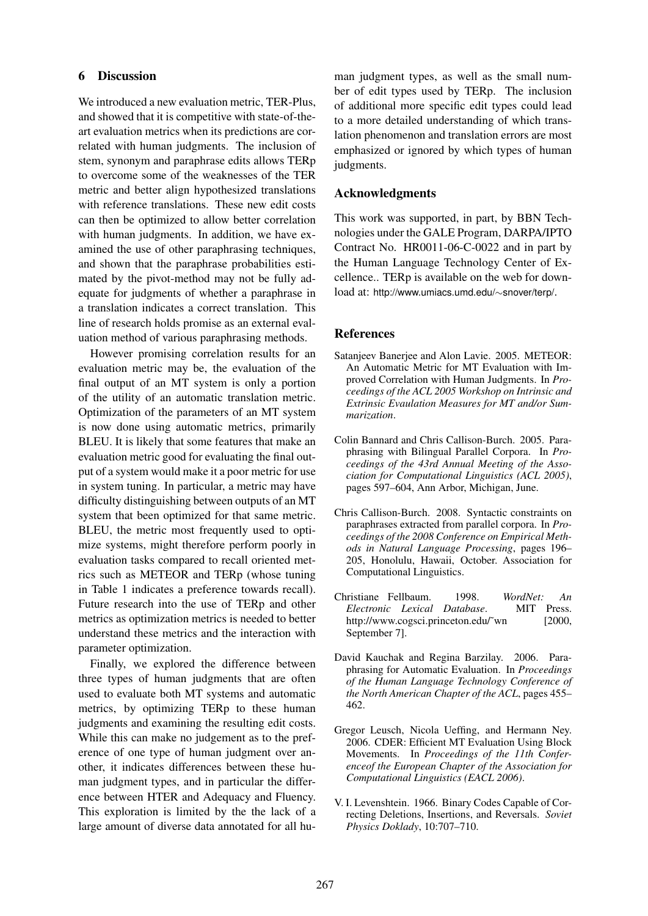## 6 Discussion

We introduced a new evaluation metric, TER-Plus, and showed that it is competitive with state-of-the-art evaluation metrics when its predictions are correlated with human judgments. The inclusion of stem, synonym and paraphrase edits allows TERp to overcome some of the weaknesses of the TER metric and better align hypothesized translations with reference translations. These new edit costs can then be optimized to allow better correlation with human judgments. In addition, we have examined the use of other paraphrasing techniques, and shown that the paraphrase probabilities estimated by the pivot-method may not be fully adequate for judgments of whether a paraphrase in a translation indicates a correct translation. This line of research holds promise as an external evaluation method of various paraphrasing methods.

However promising correlation results for an evaluation metric may be, the evaluation of the final output of an MT system is only a portion of the utility of an automatic translation metric. Optimization of the parameters of an MT system is now done using automatic metrics, primarily BLEU. It is likely that some features that make an evaluation metric good for evaluating the final output of a system would make it a poor metric for use in system tuning. In particular, a metric may have difficulty distinguishing between outputs of an MT system that been optimized for that same metric. BLEU, the metric most frequently used to optimize systems, might therefore perform poorly in evaluation tasks compared to recall oriented metrics such as METEOR and TERp (whose tuning in Table 1 indicates a preference towards recall). Future research into the use of TERp and other metrics as optimization metrics is needed to better understand these metrics and the interaction with parameter optimization.

Finally, we explored the difference between three types of human judgments that are often used to evaluate both MT systems and automatic metrics, by optimizing TERp to these human judgments and examining the resulting edit costs. While this can make no judgement as to the preference of one type of human judgment over another, it indicates differences between these human judgment types, and in particular the difference between HTER and Adequacy and Fluency. This exploration is limited by the the lack of a large amount of diverse data annotated for all human judgment types, as well as the small number of edit types used by TERp. The inclusion of additional more specific edit types could lead to a more detailed understanding of which translation phenomenon and translation errors are most emphasized or ignored by which types of human judgments.

## Acknowledgments

This work was supported, in part, by BBN Technologies under the GALE Program, DARPA/IPTO Contract No. HR0011-06-C-0022 and in part by the Human Language Technology Center of Excellence.. TERp is available on the web for download at: http://www.umiacs.umd.edu/∼snover/terp/.

## References

Satanjeev Banerjee and Alon Lavie. 2005. METEOR: An Automatic Metric for MT Evaluation with Improved Correlation with Human Judgments. In *Proceedings of the ACL 2005 Workshop on Intrinsic and Extrinsic Evaulation Measures for MT and/or Summarization*.

Colin Bannard and Chris Callison-Burch. 2005. Paraphrasing with Bilingual Parallel Corpora. In *Proceedings of the 43rd Annual Meeting of the Association for Computational Linguistics (ACL 2005)*, pages 597–604, Ann Arbor, Michigan, June.

Chris Callison-Burch. 2008. Syntactic constraints on paraphrases extracted from parallel corpora. In *Proceedings of the 2008 Conference on Empirical Methods in Natural Language Processing*, pages 196–205, Honolulu, Hawaii, October. Association for Computational Linguistics.

Christiane Fellbaum. 1998. *WordNet: An Electronic Lexical Database*. MIT Press. http://www.cogsci.princeton.edu/˜wn [2000, September 7].

David Kauchak and Regina Barzilay. 2006. Paraphrasing for Automatic Evaluation. In *Proceedings of the Human Language Technology Conference of the North American Chapter of the ACL*, pages 455–462.

Gregor Leusch, Nicola Ueffing, and Hermann Ney. 2006. CDER: Efficient MT Evaluation Using Block Movements. In *Proceedings of the 11th Conferenceof the European Chapter of the Association for Computational Linguistics (EACL 2006)*.

V. I. Levenshtein. 1966. Binary Codes Capable of Correcting Deletions, Insertions, and Reversals. *Soviet Physics Doklady*, 10:707–710.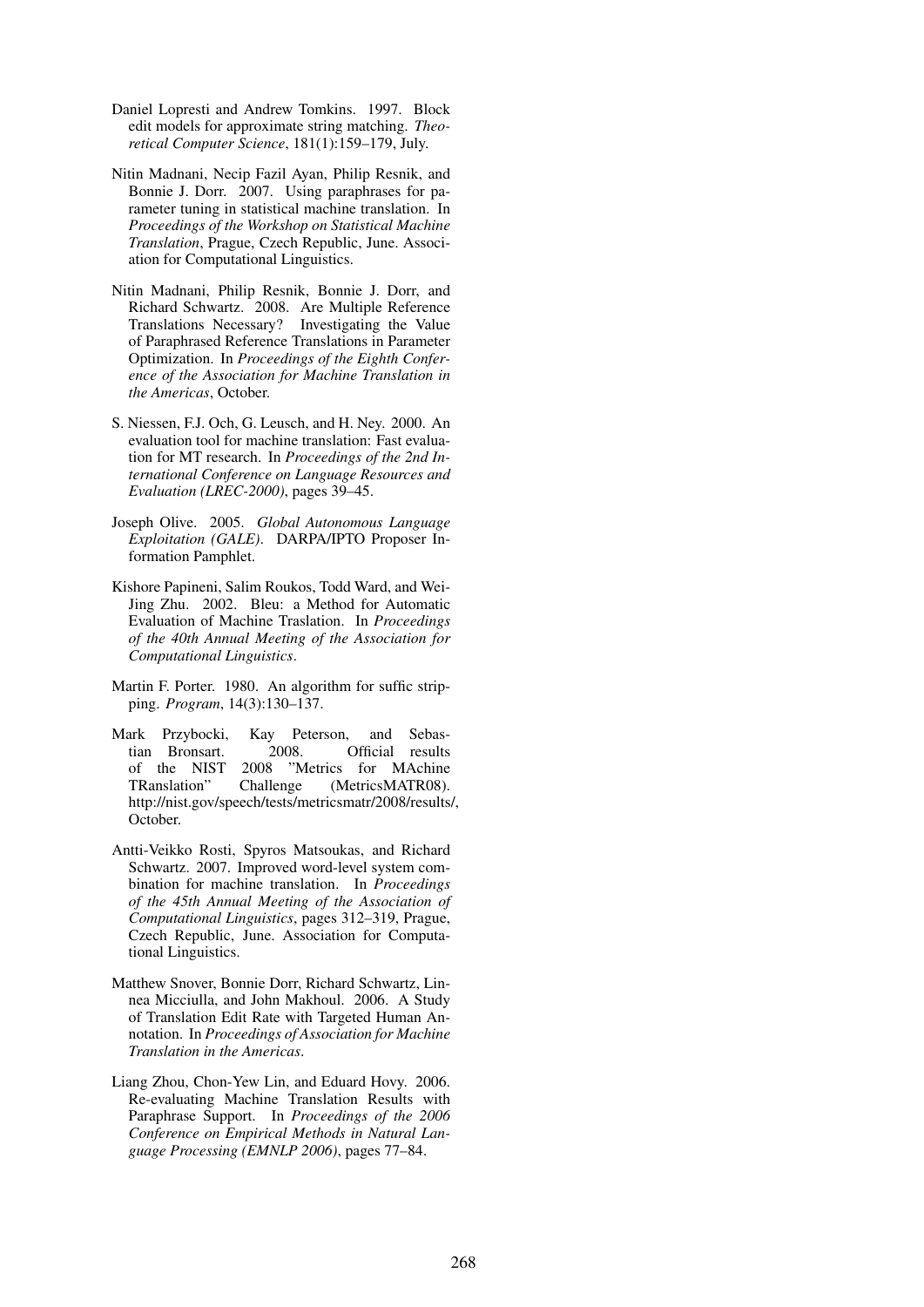Daniel Lopresti and Andrew Tomkins. 1997. Block edit models for approximate string matching. *Theoretical Computer Science*, 181(1):159–179, July.

Nitin Madnani, Necip Fazil Ayan, Philip Resnik, and Bonnie J. Dorr. 2007. Using paraphrases for parameter tuning in statistical machine translation. In *Proceedings of the Workshop on Statistical Machine Translation*, Prague, Czech Republic, June. Association for Computational Linguistics.

Nitin Madnani, Philip Resnik, Bonnie J. Dorr, and Richard Schwartz. 2008. Are Multiple Reference Translations Necessary? Investigating the Value of Paraphrased Reference Translations in Parameter Optimization. In *Proceedings of the Eighth Conference of the Association for Machine Translation in the Americas*, October.

S. Niessen, F.J. Och, G. Leusch, and H. Ney. 2000. An evaluation tool for machine translation: Fast evaluation for MT research. In *Proceedings of the 2nd International Conference on Language Resources and Evaluation (LREC-2000)*, pages 39–45.

Joseph Olive. 2005. *Global Autonomous Language Exploitation (GALE)*. DARPA/IPTO Proposer Information Pamphlet.

Kishore Papineni, Salim Roukos, Todd Ward, and Wei-Jing Zhu. 2002. Bleu: a Method for Automatic Evaluation of Machine Traslation. In *Proceedings of the 40th Annual Meeting of the Association for Computational Linguistics*.

Martin F. Porter. 1980. An algorithm for suffic stripping. *Program*, 14(3):130–137.

Mark Przybocki, Kay Peterson, and Sebastian Bronsart. 2008. Official results of the NIST 2008 "Metrics for MAchine TRanslation" Challenge (MetricsMATR08). http://nist.gov/speech/tests/metricsmatr/2008/results/, October.

Antti-Veikko Rosti, Spyros Matsoukas, and Richard Schwartz. 2007. Improved word-level system combination for machine translation. In *Proceedings of the 45th Annual Meeting of the Association of Computational Linguistics*, pages 312–319, Prague, Czech Republic, June. Association for Computational Linguistics.

Matthew Snover, Bonnie Dorr, Richard Schwartz, Linnea Micciulla, and John Makhoul. 2006. A Study of Translation Edit Rate with Targeted Human Annotation. In *Proceedings of Association for Machine Translation in the Americas*.

Liang Zhou, Chon-Yew Lin, and Eduard Hovy. 2006. Re-evaluating Machine Translation Results with Paraphrase Support. In *Proceedings of the 2006 Conference on Empirical Methods in Natural Language Processing (EMNLP 2006)*, pages 77–84.